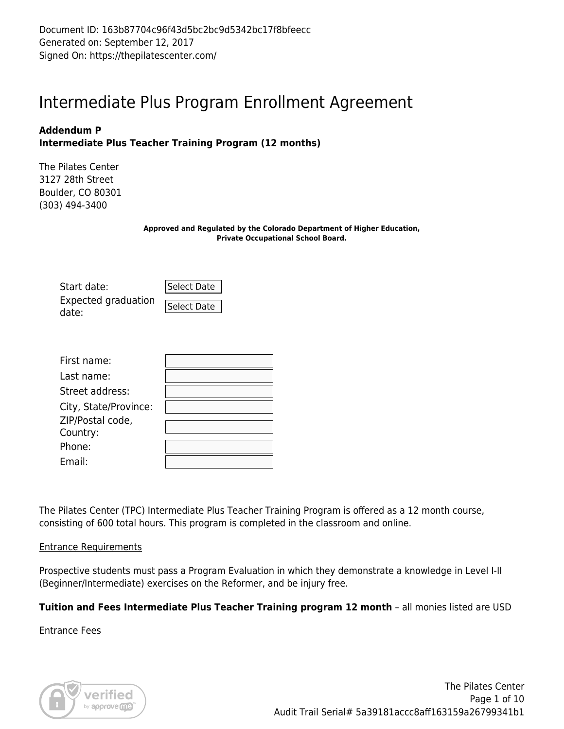Document ID: 163b87704c96f43d5bc2bc9d5342bc17f8bfeecc
Generated on: September 12, 2017
Signed On: https://thepilatescenter.com/

# Intermediate Plus Program Enrollment Agreement

**Addendum P**
**Intermediate Plus Teacher Training Program (12 months)**

The Pilates Center
3127 28th Street
Boulder, CO 80301
(303) 494-3400

**Approved and Regulated by the Colorado Department of Higher Education, Private Occupational School Board.**

| | |
|---|---|
| Start date: | Select Date |
| Expected graduation date: | Select Date |

| | |
|---|---|
| First name: | |
| Last name: | |
| Street address: | |
| City, State/Province: | |
| ZIP/Postal code, Country: | |
| Phone: | |
| Email: | |

The Pilates Center (TPC) Intermediate Plus Teacher Training Program is offered as a 12 month course, consisting of 600 total hours. This program is completed in the classroom and online.

Entrance Requirements

Prospective students must pass a Program Evaluation in which they demonstrate a knowledge in Level I-II (Beginner/Intermediate) exercises on the Reformer, and be injury free.

**Tuition and Fees Intermediate Plus Teacher Training program 12 month** – all monies listed are USD

Entrance Fees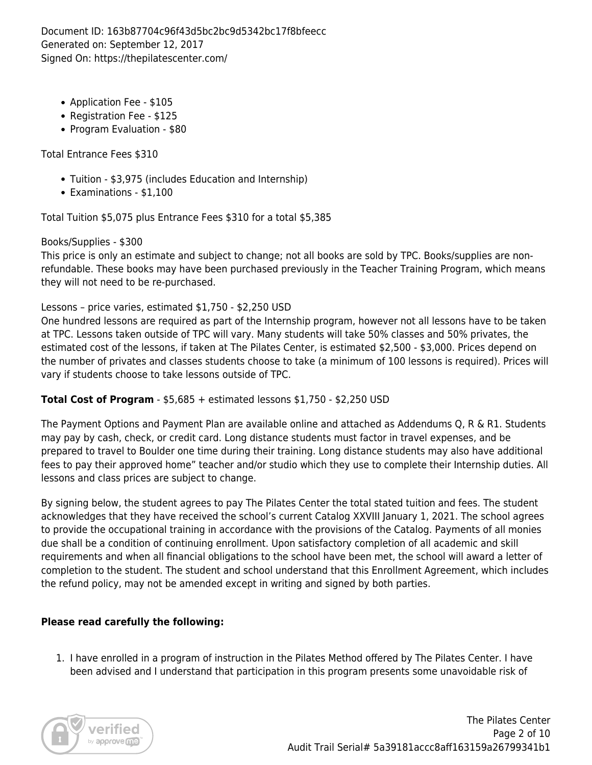Document ID: 163b87704c96f43d5bc2bc9d5342bc17f8bfeecc
Generated on: September 12, 2017
Signed On: https://thepilatescenter.com/

- Application Fee - $105
- Registration Fee - $125
- Program Evaluation - $80

Total Entrance Fees $310

- Tuition - $3,975 (includes Education and Internship)
- Examinations - $1,100

Total Tuition $5,075 plus Entrance Fees $310 for a total $5,385

Books/Supplies - $300
This price is only an estimate and subject to change; not all books are sold by TPC. Books/supplies are non-refundable. These books may have been purchased previously in the Teacher Training Program, which means they will not need to be re-purchased.

Lessons – price varies, estimated $1,750 - $2,250 USD
One hundred lessons are required as part of the Internship program, however not all lessons have to be taken at TPC. Lessons taken outside of TPC will vary. Many students will take 50% classes and 50% privates, the estimated cost of the lessons, if taken at The Pilates Center, is estimated $2,500 - $3,000. Prices depend on the number of privates and classes students choose to take (a minimum of 100 lessons is required). Prices will vary if students choose to take lessons outside of TPC.

**Total Cost of Program** - $5,685 + estimated lessons $1,750 - $2,250 USD

The Payment Options and Payment Plan are available online and attached as Addendums Q, R & R1. Students may pay by cash, check, or credit card. Long distance students must factor in travel expenses, and be prepared to travel to Boulder one time during their training. Long distance students may also have additional fees to pay their approved home" teacher and/or studio which they use to complete their Internship duties. All lessons and class prices are subject to change.

By signing below, the student agrees to pay The Pilates Center the total stated tuition and fees. The student acknowledges that they have received the school's current Catalog XXVIII January 1, 2021. The school agrees to provide the occupational training in accordance with the provisions of the Catalog. Payments of all monies due shall be a condition of continuing enrollment. Upon satisfactory completion of all academic and skill requirements and when all financial obligations to the school have been met, the school will award a letter of completion to the student. The student and school understand that this Enrollment Agreement, which includes the refund policy, may not be amended except in writing and signed by both parties.

**Please read carefully the following:**

1. I have enrolled in a program of instruction in the Pilates Method offered by The Pilates Center. I have been advised and I understand that participation in this program presents some unavoidable risk of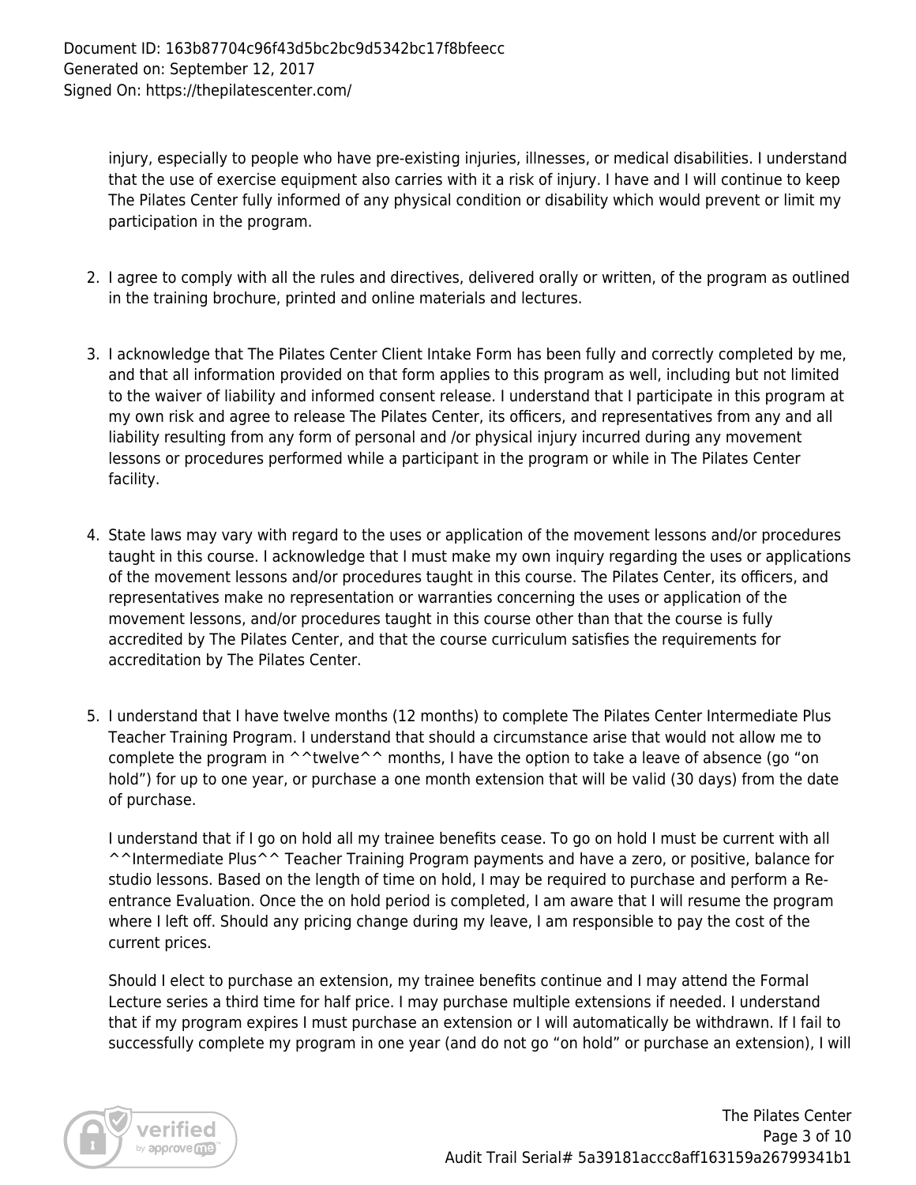injury, especially to people who have pre-existing injuries, illnesses, or medical disabilities. I understand that the use of exercise equipment also carries with it a risk of injury. I have and I will continue to keep The Pilates Center fully informed of any physical condition or disability which would prevent or limit my participation in the program.

2. I agree to comply with all the rules and directives, delivered orally or written, of the program as outlined in the training brochure, printed and online materials and lectures.

3. I acknowledge that The Pilates Center Client Intake Form has been fully and correctly completed by me, and that all information provided on that form applies to this program as well, including but not limited to the waiver of liability and informed consent release. I understand that I participate in this program at my own risk and agree to release The Pilates Center, its officers, and representatives from any and all liability resulting from any form of personal and /or physical injury incurred during any movement lessons or procedures performed while a participant in the program or while in The Pilates Center facility.

4. State laws may vary with regard to the uses or application of the movement lessons and/or procedures taught in this course. I acknowledge that I must make my own inquiry regarding the uses or applications of the movement lessons and/or procedures taught in this course. The Pilates Center, its officers, and representatives make no representation or warranties concerning the uses or application of the movement lessons, and/or procedures taught in this course other than that the course is fully accredited by The Pilates Center, and that the course curriculum satisfies the requirements for accreditation by The Pilates Center.

5. I understand that I have twelve months (12 months) to complete The Pilates Center Intermediate Plus Teacher Training Program. I understand that should a circumstance arise that would not allow me to complete the program in ^^twelve^^ months, I have the option to take a leave of absence (go "on hold") for up to one year, or purchase a one month extension that will be valid (30 days) from the date of purchase.

   I understand that if I go on hold all my trainee benefits cease. To go on hold I must be current with all ^^Intermediate Plus^^ Teacher Training Program payments and have a zero, or positive, balance for studio lessons. Based on the length of time on hold, I may be required to purchase and perform a Re-entrance Evaluation. Once the on hold period is completed, I am aware that I will resume the program where I left off. Should any pricing change during my leave, I am responsible to pay the cost of the current prices.

   Should I elect to purchase an extension, my trainee benefits continue and I may attend the Formal Lecture series a third time for half price. I may purchase multiple extensions if needed. I understand that if my program expires I must purchase an extension or I will automatically be withdrawn. If I fail to successfully complete my program in one year (and do not go "on hold" or purchase an extension), I will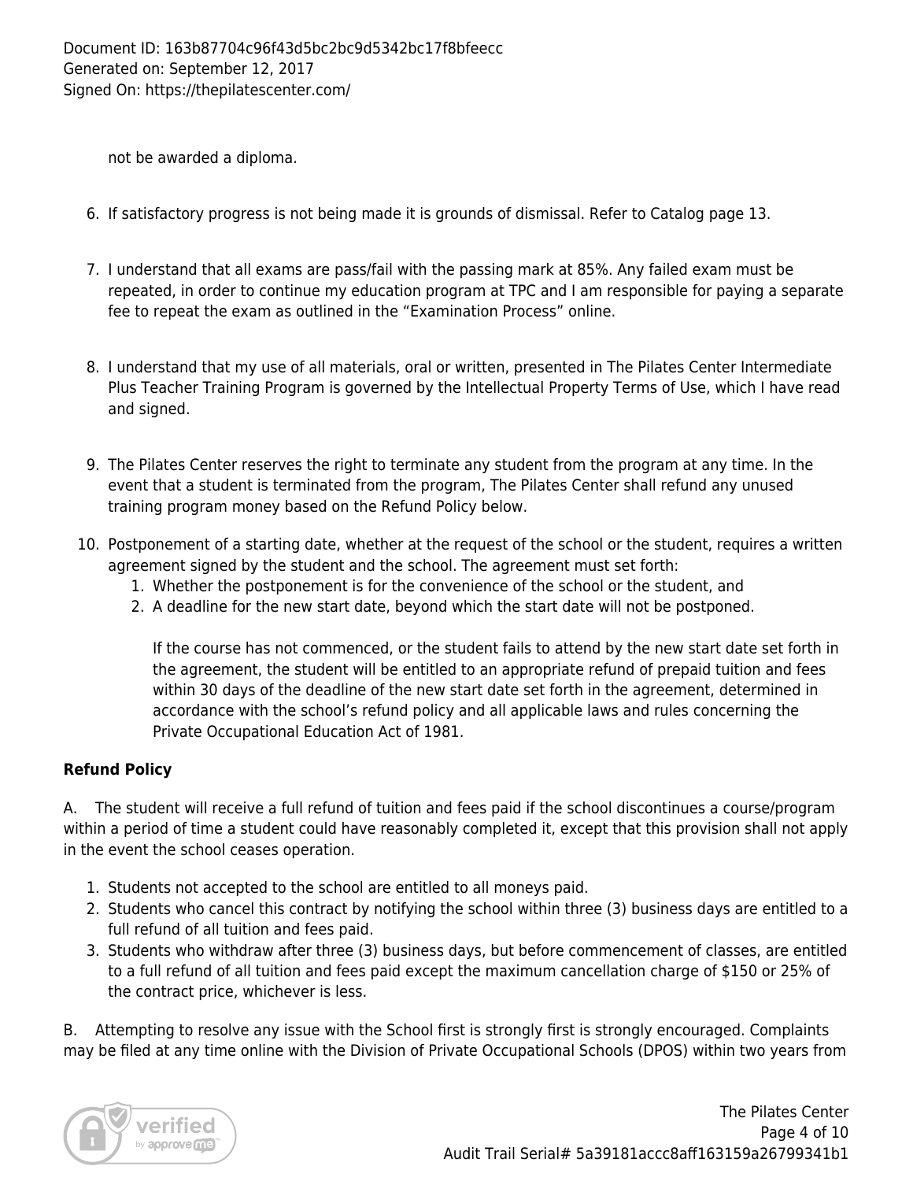not be awarded a diploma.

6. If satisfactory progress is not being made it is grounds of dismissal. Refer to Catalog page 13.

7. I understand that all exams are pass/fail with the passing mark at 85%. Any failed exam must be repeated, in order to continue my education program at TPC and I am responsible for paying a separate fee to repeat the exam as outlined in the “Examination Process” online.

8. I understand that my use of all materials, oral or written, presented in The Pilates Center Intermediate Plus Teacher Training Program is governed by the Intellectual Property Terms of Use, which I have read and signed.

9. The Pilates Center reserves the right to terminate any student from the program at any time. In the event that a student is terminated from the program, The Pilates Center shall refund any unused training program money based on the Refund Policy below.

10. Postponement of a starting date, whether at the request of the school or the student, requires a written agreement signed by the student and the school. The agreement must set forth:
    1. Whether the postponement is for the convenience of the school or the student, and
    2. A deadline for the new start date, beyond which the start date will not be postponed.

    If the course has not commenced, or the student fails to attend by the new start date set forth in the agreement, the student will be entitled to an appropriate refund of prepaid tuition and fees within 30 days of the deadline of the new start date set forth in the agreement, determined in accordance with the school’s refund policy and all applicable laws and rules concerning the Private Occupational Education Act of 1981.

**Refund Policy**

A. The student will receive a full refund of tuition and fees paid if the school discontinues a course/program within a period of time a student could have reasonably completed it, except that this provision shall not apply in the event the school ceases operation.

1. Students not accepted to the school are entitled to all moneys paid.
2. Students who cancel this contract by notifying the school within three (3) business days are entitled to a full refund of all tuition and fees paid.
3. Students who withdraw after three (3) business days, but before commencement of classes, are entitled to a full refund of all tuition and fees paid except the maximum cancellation charge of $150 or 25% of the contract price, whichever is less.

B. Attempting to resolve any issue with the School first is strongly first is strongly encouraged. Complaints may be filed at any time online with the Division of Private Occupational Schools (DPOS) within two years from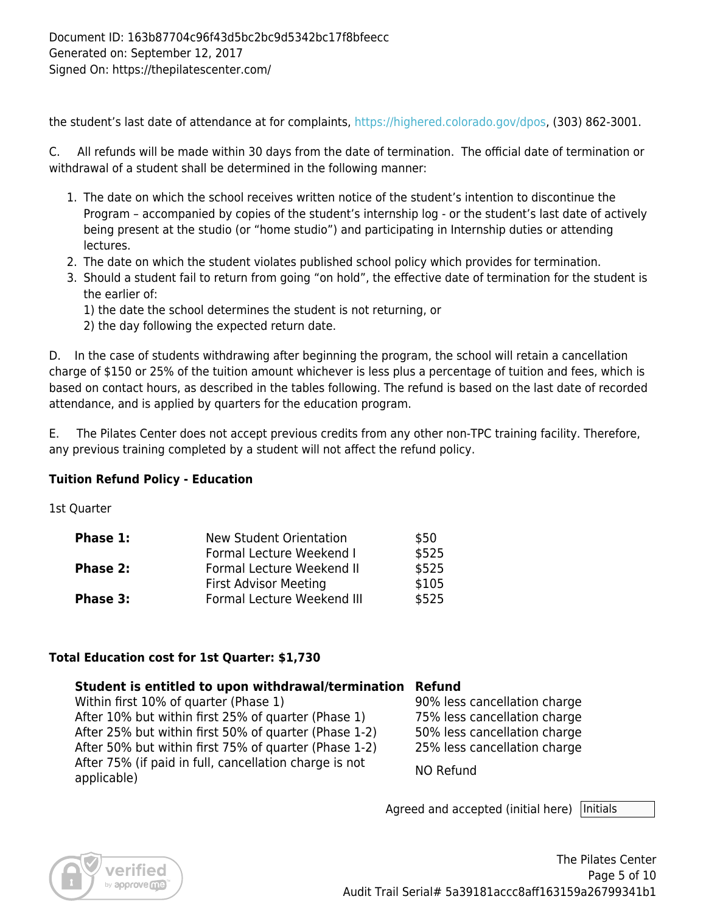the student's last date of attendance at for complaints, https://highered.colorado.gov/dpos, (303) 862-3001.

C. All refunds will be made within 30 days from the date of termination. The official date of termination or withdrawal of a student shall be determined in the following manner:

1. The date on which the school receives written notice of the student's intention to discontinue the Program – accompanied by copies of the student's internship log - or the student's last date of actively being present at the studio (or "home studio") and participating in Internship duties or attending lectures.
2. The date on which the student violates published school policy which provides for termination.
3. Should a student fail to return from going "on hold", the effective date of termination for the student is the earlier of:
   1) the date the school determines the student is not returning, or
   2) the day following the expected return date.

D. In the case of students withdrawing after beginning the program, the school will retain a cancellation charge of $150 or 25% of the tuition amount whichever is less plus a percentage of tuition and fees, which is based on contact hours, as described in the tables following. The refund is based on the last date of recorded attendance, and is applied by quarters for the education program.

E. The Pilates Center does not accept previous credits from any other non-TPC training facility. Therefore, any previous training completed by a student will not affect the refund policy.

**Tuition Refund Policy - Education**

1st Quarter

| | | |
|---|---|---|
| **Phase 1:** | New Student Orientation | $50 |
| | Formal Lecture Weekend I | $525 |
| **Phase 2:** | Formal Lecture Weekend II | $525 |
| | First Advisor Meeting | $105 |
| **Phase 3:** | Formal Lecture Weekend III | $525 |

**Total Education cost for 1st Quarter: $1,730**

| **Student is entitled to upon withdrawal/termination** | **Refund** |
|---|---|
| Within first 10% of quarter (Phase 1) | 90% less cancellation charge |
| After 10% but within first 25% of quarter (Phase 1) | 75% less cancellation charge |
| After 25% but within first 50% of quarter (Phase 1-2) | 50% less cancellation charge |
| After 50% but within first 75% of quarter (Phase 1-2) | 25% less cancellation charge |
| After 75% (if paid in full, cancellation charge is not applicable) | NO Refund |

Agreed and accepted (initial here) Initials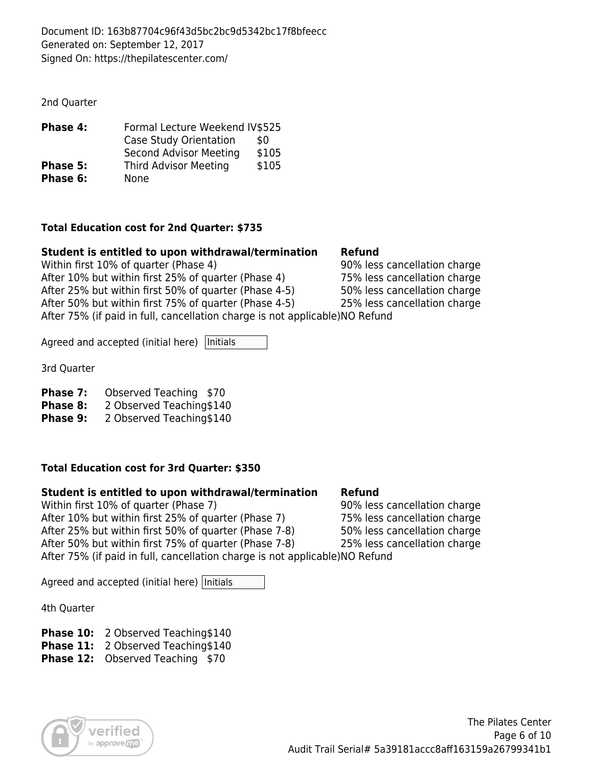Document ID: 163b87704c96f43d5bc2bc9d5342bc17f8bfeecc
Generated on: September 12, 2017
Signed On: https://thepilatescenter.com/

2nd Quarter

| | | |
|---|---|---|
| **Phase 4:** | Formal Lecture Weekend IV | $525 |
| | Case Study Orientation | $0 |
| | Second Advisor Meeting | $105 |
| **Phase 5:** | Third Advisor Meeting | $105 |
| **Phase 6:** | None | |

**Total Education cost for 2nd Quarter: $735**

| **Student is entitled to upon withdrawal/termination** | **Refund** |
|---|---|
| Within first 10% of quarter (Phase 4) | 90% less cancellation charge |
| After 10% but within first 25% of quarter (Phase 4) | 75% less cancellation charge |
| After 25% but within first 50% of quarter (Phase 4-5) | 50% less cancellation charge |
| After 50% but within first 75% of quarter (Phase 4-5) | 25% less cancellation charge |
| After 75% (if paid in full, cancellation charge is not applicable) | NO Refund |

Agreed and accepted (initial here) Initials

3rd Quarter

| | | |
|---|---|---|
| **Phase 7:** | Observed Teaching | $70 |
| **Phase 8:** | 2 Observed Teaching | $140 |
| **Phase 9:** | 2 Observed Teaching | $140 |

**Total Education cost for 3rd Quarter: $350**

| **Student is entitled to upon withdrawal/termination** | **Refund** |
|---|---|
| Within first 10% of quarter (Phase 7) | 90% less cancellation charge |
| After 10% but within first 25% of quarter (Phase 7) | 75% less cancellation charge |
| After 25% but within first 50% of quarter (Phase 7-8) | 50% less cancellation charge |
| After 50% but within first 75% of quarter (Phase 7-8) | 25% less cancellation charge |
| After 75% (if paid in full, cancellation charge is not applicable) | NO Refund |

Agreed and accepted (initial here) Initials

4th Quarter

| | | |
|---|---|---|
| **Phase 10:** | 2 Observed Teaching | $140 |
| **Phase 11:** | 2 Observed Teaching | $140 |
| **Phase 12:** | Observed Teaching | $70 |

The Pilates Center
Audit Trail Serial# 5a39181accc8aff163159a26799341b1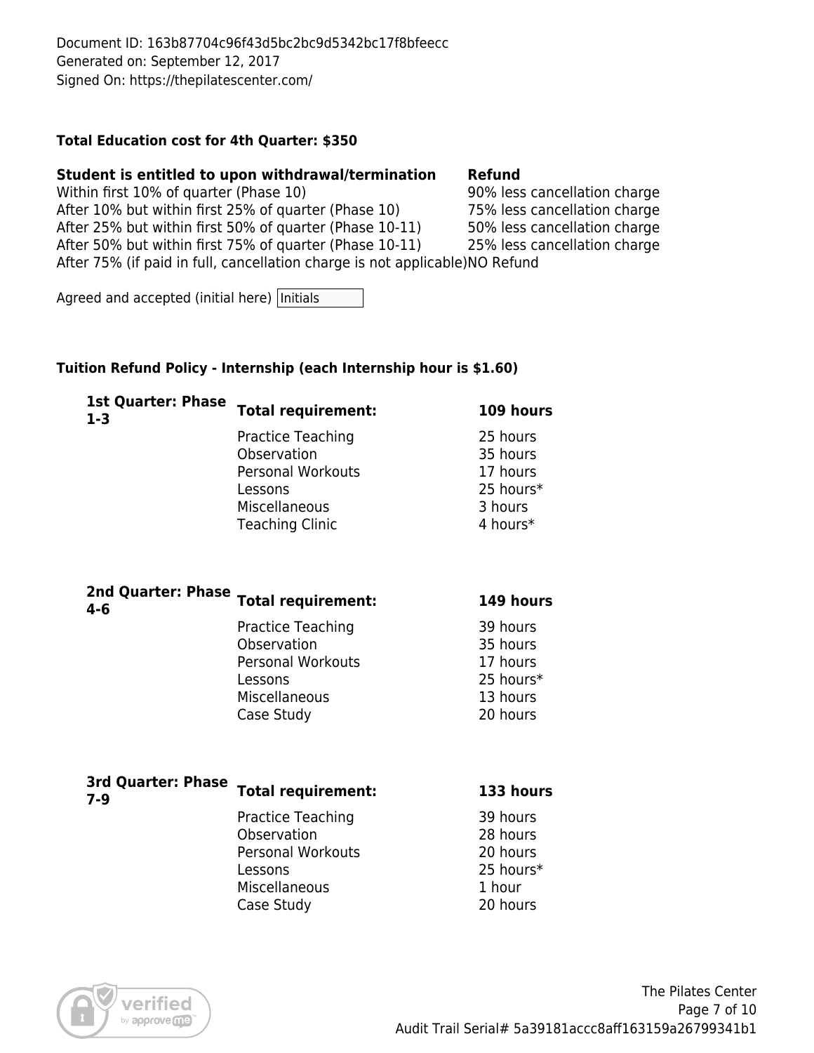Document ID: 163b87704c96f43d5bc2bc9d5342bc17f8bfeecc
Generated on: September 12, 2017
Signed On: https://thepilatescenter.com/

**Total Education cost for 4th Quarter: $350**

| **Student is entitled to upon withdrawal/termination** | **Refund** |
|---|---|
| Within first 10% of quarter (Phase 10) | 90% less cancellation charge |
| After 10% but within first 25% of quarter (Phase 10) | 75% less cancellation charge |
| After 25% but within first 50% of quarter (Phase 10-11) | 50% less cancellation charge |
| After 50% but within first 75% of quarter (Phase 10-11) | 25% less cancellation charge |
| After 75% (if paid in full, cancellation charge is not applicable) | NO Refund |

Agreed and accepted (initial here) Initials

**Tuition Refund Policy - Internship (each Internship hour is $1.60)**

| **1st Quarter: Phase 1-3** | **Total requirement:** | **109 hours** |
|---|---|---|
| | Practice Teaching | 25 hours |
| | Observation | 35 hours |
| | Personal Workouts | 17 hours |
| | Lessons | 25 hours* |
| | Miscellaneous | 3 hours |
| | Teaching Clinic | 4 hours* |

| **2nd Quarter: Phase 4-6** | **Total requirement:** | **149 hours** |
|---|---|---|
| | Practice Teaching | 39 hours |
| | Observation | 35 hours |
| | Personal Workouts | 17 hours |
| | Lessons | 25 hours* |
| | Miscellaneous | 13 hours |
| | Case Study | 20 hours |

| **3rd Quarter: Phase 7-9** | **Total requirement:** | **133 hours** |
|---|---|---|
| | Practice Teaching | 39 hours |
| | Observation | 28 hours |
| | Personal Workouts | 20 hours |
| | Lessons | 25 hours* |
| | Miscellaneous | 1 hour |
| | Case Study | 20 hours |

The Pilates Center
Audit Trail Serial# 5a39181accc8aff163159a26799341b1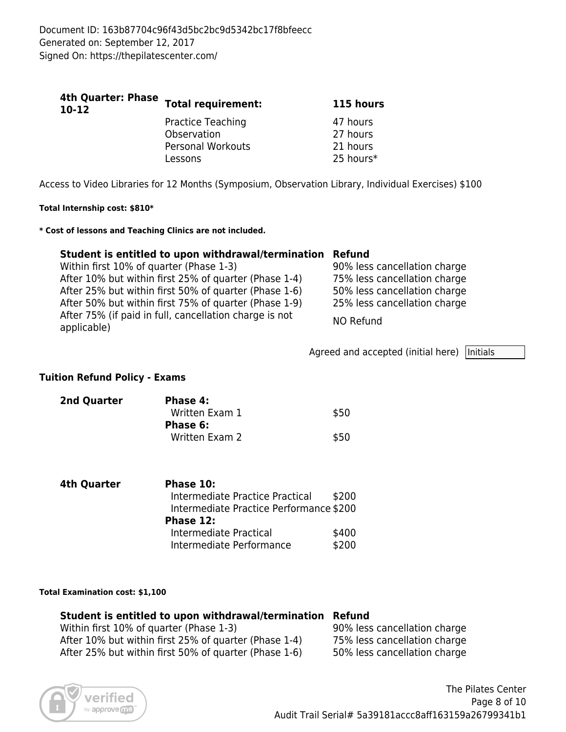Document ID: 163b87704c96f43d5bc2bc9d5342bc17f8bfeecc
Generated on: September 12, 2017
Signed On: https://thepilatescenter.com/

| **4th Quarter: Phase 10-12** | **Total requirement:** | **115 hours** |
|---|---|---|
| | Practice Teaching | 47 hours |
| | Observation | 27 hours |
| | Personal Workouts | 21 hours |
| | Lessons | 25 hours* |

Access to Video Libraries for 12 Months (Symposium, Observation Library, Individual Exercises) $100

**Total Internship cost: $810***

*** Cost of lessons and Teaching Clinics are not included.**

| Student is entitled to upon withdrawal/termination | Refund |
|---|---|
| Within first 10% of quarter (Phase 1-3) | 90% less cancellation charge |
| After 10% but within first 25% of quarter (Phase 1-4) | 75% less cancellation charge |
| After 25% but within first 50% of quarter (Phase 1-6) | 50% less cancellation charge |
| After 50% but within first 75% of quarter (Phase 1-9) | 25% less cancellation charge |
| After 75% (if paid in full, cancellation charge is not applicable) | NO Refund |

Agreed and accepted (initial here) Initials

**Tuition Refund Policy - Exams**

| | | |
|---|---|---|
| **2nd Quarter** | **Phase 4:** | |
| | Written Exam 1 | $50 |
| | **Phase 6:** | |
| | Written Exam 2 | $50 |
| **4th Quarter** | **Phase 10:** | |
| | Intermediate Practice Practical | $200 |
| | Intermediate Practice Performance | $200 |
| | **Phase 12:** | |
| | Intermediate Practical | $400 |
| | Intermediate Performance | $200 |

**Total Examination cost: $1,100**

| Student is entitled to upon withdrawal/termination | Refund |
|---|---|
| Within first 10% of quarter (Phase 1-3) | 90% less cancellation charge |
| After 10% but within first 25% of quarter (Phase 1-4) | 75% less cancellation charge |
| After 25% but within first 50% of quarter (Phase 1-6) | 50% less cancellation charge |

The Pilates Center
Audit Trail Serial# 5a39181accc8aff163159a26799341b1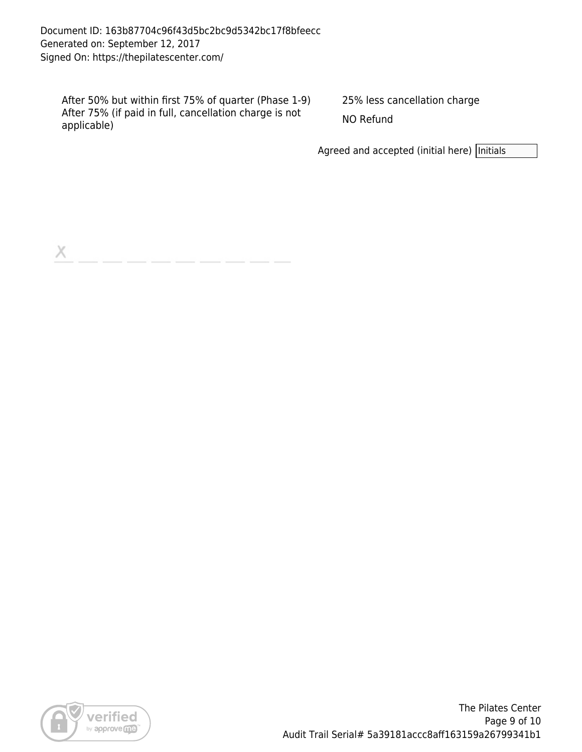Document ID: 163b87704c96f43d5bc2bc9d5342bc17f8bfeecc
Generated on: September 12, 2017
Signed On: https://thepilatescenter.com/

| | |
|---|---|
| After 50% but within first 75% of quarter (Phase 1-9) | 25% less cancellation charge |
| After 75% (if paid in full, cancellation charge is not applicable) | NO Refund |

Agreed and accepted (initial here) Initials

X \_\_\_\_\_\_\_\_\_\_\_\_\_\_\_\_\_\_\_\_

The Pilates Center

Audit Trail Serial# 5a39181accc8aff163159a26799341b1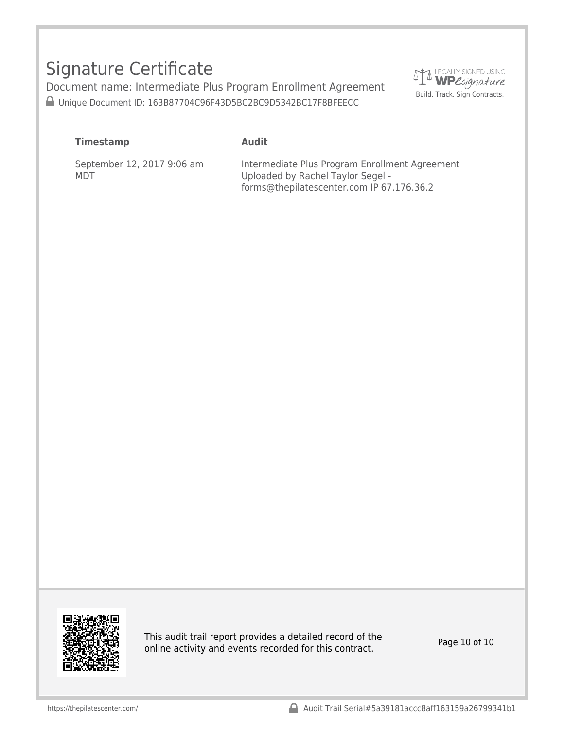# Signature Certificate

Document name: Intermediate Plus Program Enrollment Agreement

Unique Document ID: 163B87704C96F43D5BC2BC9D5342BC17F8BFEECC

LEGALLY SIGNED USING WPesignature

Build. Track. Sign Contracts.

| Timestamp | Audit |
| --- | --- |
| September 12, 2017 9:06 am MDT | Intermediate Plus Program Enrollment Agreement Uploaded by Rachel Taylor Segel - forms@thepilatescenter.com IP 67.176.36.2 |

This audit trail report provides a detailed record of the online activity and events recorded for this contract.

https://thepilatescenter.com/

Audit Trail Serial#5a39181accc8aff163159a26799341b1